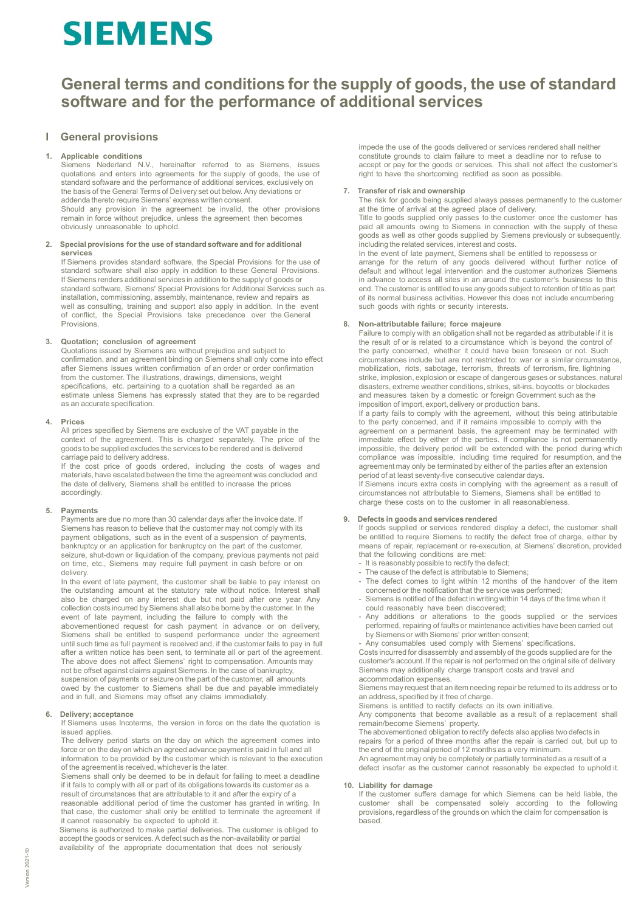# SIEMENS

# General terms and conditions for the supply of goods, the use of standard software and for the performance of additional services

## I General provisions

### 1. Applicable conditions

Siemens Nederland N.V., hereinafter referred to as Siemens, issues quotations and enters into agreements for the supply of goods, the use of standard software and the performance of additional services, exclusively on the basis of the General Terms of Delivery set out below. Any deviations or addenda thereto require Siemens' express written consent.

Should any provision in the agreement be invalid, the other provisions remain in force without prejudice, unless the agreement then becomes obviously unreasonable to uphold.

### 2. Special provisions for the use of standard software and for additional services

If Siemens provides standard software, the Special Provisions for the use of standard software shall also apply in addition to these General Provisions. If Siemens renders additional services in addition to the supply of goods or standard software, Siemens' Special Provisions for Additional Services such as installation, commissioning, assembly, maintenance, review and repairs as well as consulting, training and support also apply in addition. In the event of conflict, the Special Provisions take precedence over the General Provisions.

### 3. Quotation; conclusion of agreement

Quotations issued by Siemens are without prejudice and subject to confirmation, and an agreement binding on Siemens shall only come into effect after Siemens issues written confirmation of an order or order confirmation from the customer. The illustrations, drawings, dimensions, weight specifications, etc. pertaining to a quotation shall be regarded as an estimate unless Siemens has expressly stated that they are to be regarded as an accurate specification.

### 4. Prices

All prices specified by Siemens are exclusive of the VAT payable in the context of the agreement. This is charged separately. The price of the goods to be supplied excludes the services to be rendered and is delivered carriage paid to delivery address.

If the cost price of goods ordered, including the costs of wages and materials, have escalated between the time the agreement was concluded and the date of delivery, Siemens shall be entitled to increase the prices accordingly.

### 5. Payments

Payments are due no more than 30 calendar days after the invoice date. If Siemens has reason to believe that the customer may not comply with its payment obligations, such as in the event of a suspension of payments, bankruptcy or an application for bankruptcy on the part of the customer, seizure, shut-down or liquidation of the company, previous payments not paid on time, etc., Siemens may require full payment in cash before or on delivery.

In the event of late payment, the customer shall be liable to pay interest on the outstanding amount at the statutory rate without notice. Interest shall also be charged on any interest due but not paid after one year. Any collection costs incurred by Siemens shall also be borne by the customer. In the event of late payment, including the failure to comply with the abovementioned request for cash payment in advance or on delivery, Siemens shall be entitled to suspend performance under the agreement until such time as full payment is received and, if the customer fails to pay in full after a written notice has been sent, to terminate all or part of the agreement. The above does not affect Siemens' right to compensation. Amounts may not be offset against claims against Siemens. In the case of bankruptcy, suspension of payments or seizure on the part of the customer, all amounts owed by the customer to Siemens shall be due and payable immediately and in full, and Siemens may offset any claims immediately.

### 6. Delivery; acceptance

If Siemens uses Incoterms, the version in force on the date the quotation is issued applies.

The delivery period starts on the day on which the agreement comes into force or on the day on which an agreed advance payment is paid in full and all information to be provided by the customer which is relevant to the execution of the agreement is received, whichever is the later.

Siemens shall only be deemed to be in default for failing to meet a deadline if it fails to comply with all or part of its obligations towards its customer as a result of circumstances that are attributable to it and after the expiry of a reasonable additional period of time the customer has granted in writing. In that case, the customer shall only be entitled to terminate the agreement if it cannot reasonably be expected to uphold it.

Siemens is authorized to make partial deliveries. The customer is obliged to accept the goods or services. A defect such as the non-availability or partial availability of the appropriate documentation that does not seriously impede the use of the goods delivered or services rendered shall neither constitute grounds to claim failure to meet a deadline nor to refuse to accept or pay for the goods or services. This shall not affect the customer's right to have the shortcoming rectified as soon as possible.

### 7. Transfer of risk and ownership

The risk for goods being supplied always passes permanently to the customer at the time of arrival at the agreed place of delivery.

Title to goods supplied only passes to the customer once the customer has paid all amounts owing to Siemens in connection with the supply of these goods as well as other goods supplied by Siemens previously or subsequently, including the related services, interest and costs.

In the event of late payment, Siemens shall be entitled to repossess or arrange for the return of any goods delivered without further notice of default and without legal intervention and the customer authorizes Siemens in advance to access all sites in an around the customer's business to this end. The customer is entitled to use any goods subject to retention of title as part of its normal business activities. However this does not include encumbering such goods with rights or security interests.

### 8. Non-attributable failure; force majeure

Failure to comply with an obligation shall not be regarded as attributable if it is the result of or is related to a circumstance which is beyond the control of the party concerned, whether it could have been foreseen or not. Such circumstances include but are not restricted to: war or a similar circumstance, mobilization, riots, sabotage, terrorism, threats of terrorism, fire, lightning strike, implosion, explosion or escape of dangerous gases or substances, natural disasters, extreme weather conditions, strikes, sit-ins, boycotts or blockades and measures taken by a domestic or foreign Government such as the imposition of import, export, delivery or production bans.

If a party fails to comply with the agreement, without this being attributable to the party concerned, and if it remains impossible to comply with the agreement on a permanent basis, the agreement may be terminated with immediate effect by either of the parties. If compliance is not permanently impossible, the delivery period will be extended with the period during which compliance was impossible, including time required for resumption, and the agreement may only be terminated by either of the parties after an extension period of at least seventy-five consecutive calendar days.

If Siemens incurs extra costs in complying with the agreement as a result of circumstances not attributable to Siemens, Siemens shall be entitled to charge these costs on to the customer in all reasonableness.

### 9. Defects in goods and services rendered

If goods supplied or services rendered display a defect, the customer shall be entitled to require Siemens to rectify the defect free of charge, either by means of repair, replacement or re-execution, at Siemens' discretion, provided that the following conditions are met:

- It is reasonably possible to rectify the defect;
- The cause of the defect is attributable to Siemens;
- The defect comes to light within 12 months of the handover of the item concerned or the notification that the service was performed;
- Siemens is notified of the defect in writing within 14 days of the time when it could reasonably have been discovered;
- Any additions or alterations to the goods supplied or the services performed, repairing of faults or maintenance activities have been carried out by Siemens or with Siemens' prior written consent;
- Any consumables used comply with Siemens' specifications.

Costs incurred for disassembly and assembly of the goods supplied are for the customer's account. If the repair is not performed on the original site of delivery Siemens may additionally charge transport costs and travel and accommodation expenses.

Siemens may request that an item needing repair be returned to its address or to an address, specified by it free of charge.

Siemens is entitled to rectify defects on its own initiative.

Any components that become available as a result of a replacement shall remain/become Siemens' property.

The abovementioned obligation to rectify defects also applies two defects in repairs for a period of three months after the repair is carried out, but up to the end of the original period of 12 months as a very minimum.

An agreement may only be completely or partially terminated as a result of a defect insofar as the customer cannot reasonably be expected to uphold it.

### 10. Liability for damage

If the customer suffers damage for which Siemens can be held liable, the customer shall be compensated solely according to the following provisions, regardless of the grounds on which the claim for compensation is based.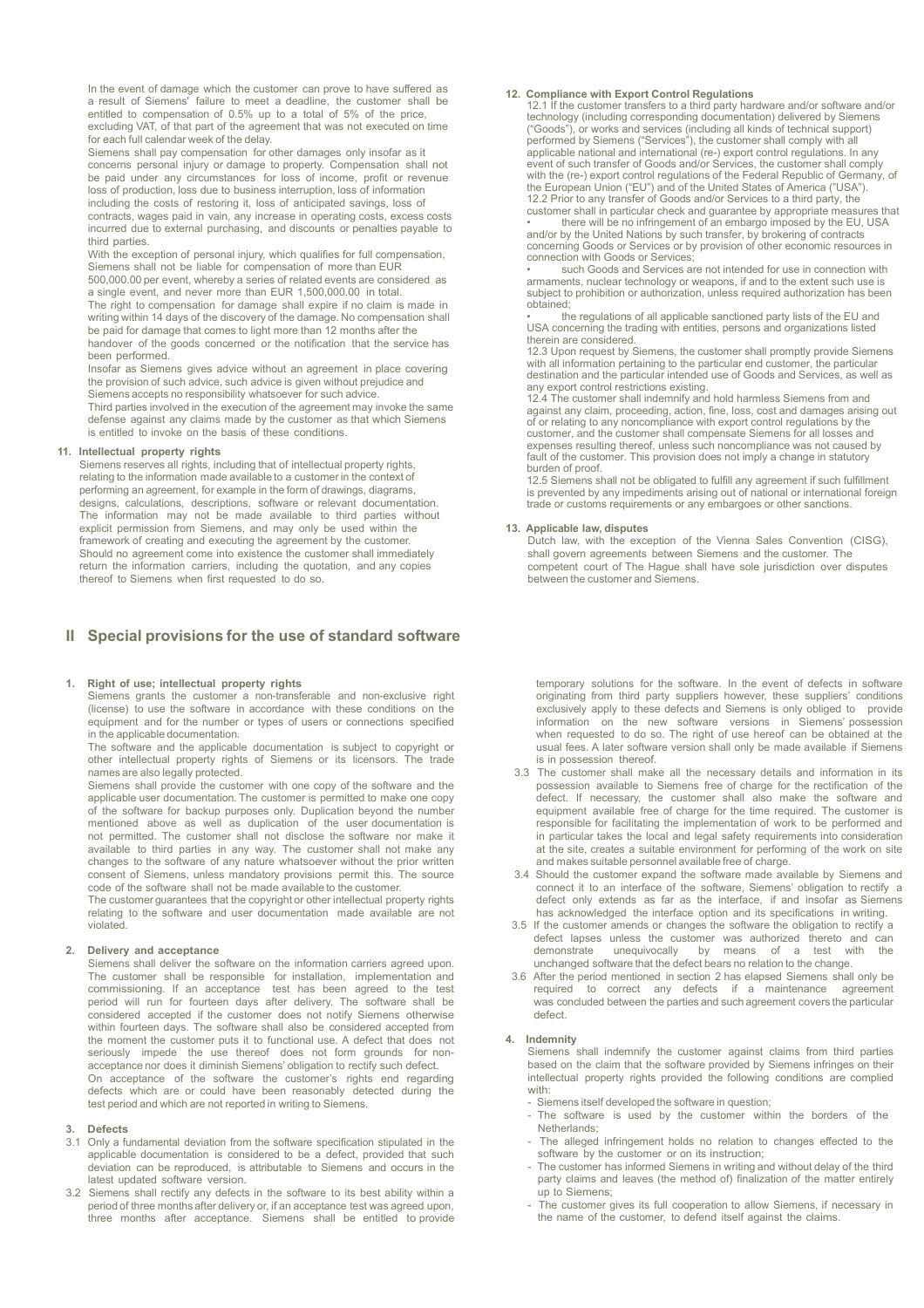In the event of damage which the customer can prove to have suffered as a result of Siemens' failure to meet a deadline, the customer shall be entitled to compensation of 0.5% up to a total of 5% of the price, excluding VAT, of that part of the agreement that was not executed on time for each full calendar week of the delay.

Siemens shall pay compensation for other damages only insofar as it concerns personal injury or damage to property. Compensation shall not be paid under any circumstances for loss of income, profit or revenue loss of production, loss due to business interruption, loss of information including the costs of restoring it, loss of anticipated savings, loss of contracts, wages paid in vain, any increase in operating costs, excess costs incurred due to external purchasing, and discounts or penalties payable to third parties.

With the exception of personal injury, which qualifies for full compensation, Siemens shall not be liable for compensation of more than EUR 500,000.00 per event, whereby a series of related events are considered as a single event, and never more than EUR 1,500,000.00 in total.

The right to compensation for damage shall expire if no claim is made in writing within 14 days of the discovery of the damage. No compensation shall be paid for damage that comes to light more than 12 months after the handover of the goods concerned or the notification that the service has been performed.

Insofar as Siemens gives advice without an agreement in place covering the provision of such advice, such advice is given without prejudice and Siemens accepts no responsibility whatsoever for such advice.

Third parties involved in the execution of the agreement may invoke the same defense against any claims made by the customer as that which Siemens is entitled to invoke on the basis of these conditions.

**11. Intellectual property rights**

Siemens reserves all rights, including that of intellectual property rights, relating to the information made available to a customer in the context of performing an agreement, for example in the form of drawings, diagrams, designs, calculations, descriptions, software or relevant documentation. The information may not be made available to third parties without explicit permission from Siemens, and may only be used within the framework of creating and executing the agreement by the customer. Should no agreement come into existence the customer shall immediately return the information carriers, including the quotation, and any copies thereof to Siemens when first requested to do so.

**12. Compliance with Export Control Regulations**

12.1 If the customer transfers to a third party hardware and/or software and/or technology (including corresponding documentation) delivered by Siemens ("Goods"), or works and services (including all kinds of technical support) performed by Siemens ("Services"), the customer shall comply with all applicable national and international (re-) export control regulations. In any event of such transfer of Goods and/or Services, the customer shall comply with the (re-) export control regulations of the Federal Republic of Germany, of the European Union ("EU") and of the United States of America ("USA").

12.2 Prior to any transfer of Goods and/or Services to a third party, the customer shall in particular check and guarantee by appropriate measures that

- there will be no infringement of an embargo imposed by the EU, USA and/or by the United Nations by such transfer, by brokering of contracts concerning Goods or Services or by provision of other economic resources in connection with Goods or Services;
- such Goods and Services are not intended for use in connection with armaments, nuclear technology or weapons, if and to the extent such use is subject to prohibition or authorization, unless required authorization has been obtained;
- the regulations of all applicable sanctioned party lists of the EU and USA concerning the trading with entities, persons and organizations listed therein are considered.

12.3 Upon request by Siemens, the customer shall promptly provide Siemens with all information pertaining to the particular end customer, the particular destination and the particular intended use of Goods and Services, as well as any export control restrictions existing.

12.4 The customer shall indemnify and hold harmless Siemens from and against any claim, proceeding, action, fine, loss, cost and damages arising out of or relating to any noncompliance with export control regulations by the customer, and the customer shall compensate Siemens for all losses and expenses resulting thereof, unless such noncompliance was not caused by fault of the customer. This provision does not imply a change in statutory burden of proof.

12.5 Siemens shall not be obligated to fulfill any agreement if such fulfillment is prevented by any impediments arising out of national or international foreign trade or customs requirements or any embargoes or other sanctions.

**13. Applicable law, disputes**

Dutch law, with the exception of the Vienna Sales Convention (CISG), shall govern agreements between Siemens and the customer. The competent court of The Hague shall have sole jurisdiction over disputes between the customer and Siemens.

## II Special provisions for the use of standard software

**1. Right of use; intellectual property rights**

Siemens grants the customer a non-transferable and non-exclusive right (license) to use the software in accordance with these conditions on the equipment and for the number or types of users or connections specified in the applicable documentation.

The software and the applicable documentation is subject to copyright or other intellectual property rights of Siemens or its licensors. The trade names are also legally protected.

Siemens shall provide the customer with one copy of the software and the applicable user documentation. The customer is permitted to make one copy of the software for backup purposes only. Duplication beyond the number mentioned above as well as duplication of the user documentation is not permitted. The customer shall not disclose the software nor make it available to third parties in any way. The customer shall not make any changes to the software of any nature whatsoever without the prior written consent of Siemens, unless mandatory provisions permit this. The source code of the software shall not be made available to the customer.

The customer guarantees that the copyright or other intellectual property rights relating to the software and user documentation made available are not violated.

**2. Delivery and acceptance**

Siemens shall deliver the software on the information carriers agreed upon. The customer shall be responsible for installation, implementation and commissioning. If an acceptance test has been agreed to the test period will run for fourteen days after delivery. The software shall be considered accepted if the customer does not notify Siemens otherwise within fourteen days. The software shall also be considered accepted from the moment the customer puts it to functional use. A defect that does not seriously impede the use thereof does not form grounds for non-acceptance nor does it diminish Siemens' obligation to rectify such defect.

On acceptance of the software the customer's rights end regarding defects which are or could have been reasonably detected during the test period and which are not reported in writing to Siemens.

**3. Defects**

3.1 Only a fundamental deviation from the software specification stipulated in the applicable documentation is considered to be a defect, provided that such deviation can be reproduced, is attributable to Siemens and occurs in the latest updated software version.

3.2 Siemens shall rectify any defects in the software to its best ability within a period of three months after delivery or, if an acceptance test was agreed upon, three months after acceptance. Siemens shall be entitled to provide temporary solutions for the software. In the event of defects in software originating from third party suppliers however, these suppliers' conditions exclusively apply to these defects and Siemens is only obliged to provide information on the new software versions in Siemens' possession when requested to do so. The right of use hereof can be obtained at the usual fees. A later software version shall only be made available if Siemens is in possession thereof.

3.3 The customer shall make all the necessary details and information in its possession available to Siemens free of charge for the rectification of the defect. If necessary, the customer shall also make the software and equipment available free of charge for the time required. The customer is responsible for facilitating the implementation of work to be performed and in particular takes the local and legal safety requirements into consideration at the site, creates a suitable environment for performing of the work on site and makes suitable personnel available free of charge.

3.4 Should the customer expand the software made available by Siemens and connect it to an interface of the software, Siemens' obligation to rectify a defect only extends as far as the interface, if and insofar as Siemens has acknowledged the interface option and its specifications in writing.

3.5 If the customer amends or changes the software the obligation to rectify a defect lapses unless the customer was authorized thereto and can demonstrate unequivocally by means of a test with the unchanged software that the defect bears no relation to the change.

3.6 After the period mentioned in section 2 has elapsed Siemens shall only be required to correct any defects if a maintenance agreement was concluded between the parties and such agreement covers the particular defect.

**4. Indemnity**

Siemens shall indemnify the customer against claims from third parties based on the claim that the software provided by Siemens infringes on their intellectual property rights provided the following conditions are complied with:

- Siemens itself developed the software in question;
- The software is used by the customer within the borders of the Netherlands;
- The alleged infringement holds no relation to changes effected to the software by the customer or on its instruction;
- The customer has informed Siemens in writing and without delay of the third party claims and leaves (the method of) finalization of the matter entirely up to Siemens;
- The customer gives its full cooperation to allow Siemens, if necessary in the name of the customer, to defend itself against the claims.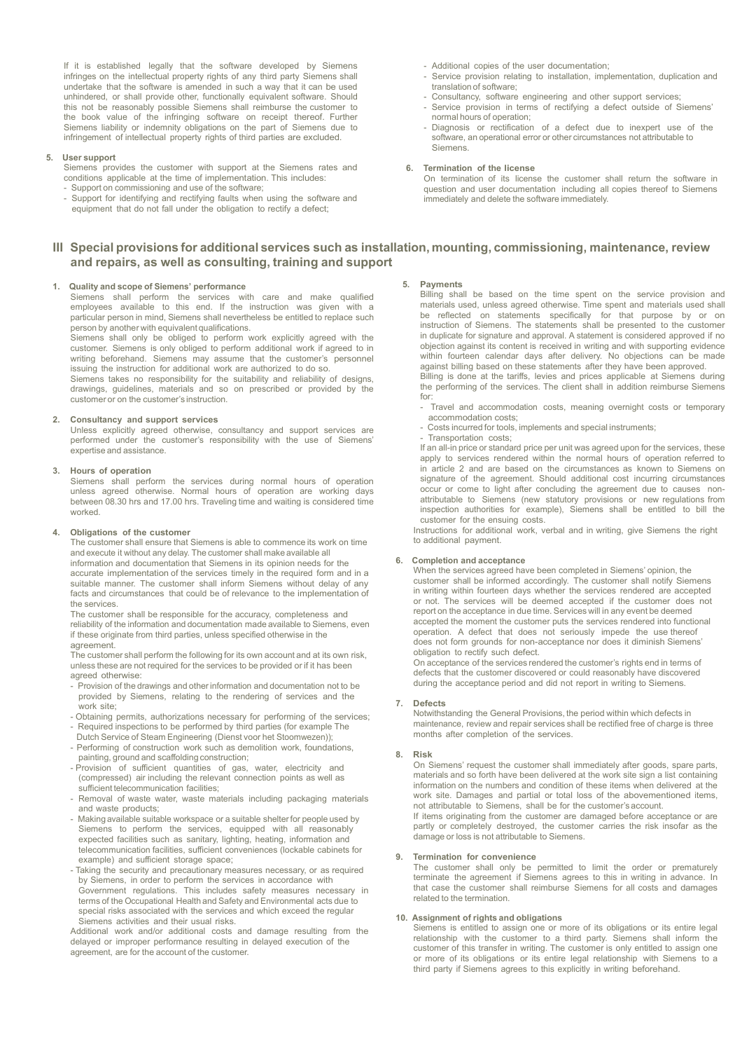If it is established legally that the software developed by Siemens infringes on the intellectual property rights of any third party Siemens shall undertake that the software is amended in such a way that it can be used unhindered, or shall provide other, functionally equivalent software. Should this not be reasonably possible Siemens shall reimburse the customer to the book value of the infringing software on receipt thereof. Further Siemens liability or indemnity obligations on the part of Siemens due to infringement of intellectual property rights of third parties are excluded.

**5. User support**

Siemens provides the customer with support at the Siemens rates and conditions applicable at the time of implementation. This includes:

- Support on commissioning and use of the software;
- Support for identifying and rectifying faults when using the software and equipment that do not fall under the obligation to rectify a defect;
- Additional copies of the user documentation;
- Service provision relating to installation, implementation, duplication and translation of software;
- Consultancy, software engineering and other support services;
- Service provision in terms of rectifying a defect outside of Siemens' normal hours of operation;
- Diagnosis or rectification of a defect due to inexpert use of the software, an operational error or other circumstances not attributable to Siemens.

**6. Termination of the license**

On termination of its license the customer shall return the software in question and user documentation including all copies thereof to Siemens immediately and delete the software immediately.

## III Special provisions for additional services such as installation, mounting, commissioning, maintenance, review and repairs, as well as consulting, training and support

**1. Quality and scope of Siemens' performance**

Siemens shall perform the services with care and make qualified employees available to this end. If the instruction was given with a particular person in mind, Siemens shall nevertheless be entitled to replace such person by another with equivalent qualifications.

Siemens shall only be obliged to perform work explicitly agreed with the customer. Siemens is only obliged to perform additional work if agreed to in writing beforehand. Siemens may assume that the customer's personnel issuing the instruction for additional work are authorized to do so.

Siemens takes no responsibility for the suitability and reliability of designs, drawings, guidelines, materials and so on prescribed or provided by the customer or on the customer's instruction.

**2. Consultancy and support services**

Unless explicitly agreed otherwise, consultancy and support services are performed under the customer's responsibility with the use of Siemens' expertise and assistance.

**3. Hours of operation**

Siemens shall perform the services during normal hours of operation unless agreed otherwise. Normal hours of operation are working days between 08.30 hrs and 17.00 hrs. Traveling time and waiting is considered time worked.

**4. Obligations of the customer**

The customer shall ensure that Siemens is able to commence its work on time and execute it without any delay. The customer shall make available all information and documentation that Siemens in its opinion needs for the accurate implementation of the services timely in the required form and in a suitable manner. The customer shall inform Siemens without delay of any facts and circumstances that could be of relevance to the implementation of the services.

The customer shall be responsible for the accuracy, completeness and reliability of the information and documentation made available to Siemens, even if these originate from third parties, unless specified otherwise in the agreement.

The customer shall perform the following for its own account and at its own risk, unless these are not required for the services to be provided or if it has been agreed otherwise:

- Provision of the drawings and other information and documentation not to be provided by Siemens, relating to the rendering of services and the work site;
- Obtaining permits, authorizations necessary for performing of the services;
- Required inspections to be performed by third parties (for example The Dutch Service of Steam Engineering (Dienst voor het Stoomwezen));
- Performing of construction work such as demolition work, foundations, painting, ground and scaffolding construction;
- Provision of sufficient quantities of gas, water, electricity and (compressed) air including the relevant connection points as well as sufficient telecommunication facilities;
- Removal of waste water, waste materials including packaging materials and waste products;
- Making available suitable workspace or a suitable shelter for people used by Siemens to perform the services, equipped with all reasonably expected facilities such as sanitary, lighting, heating, information and telecommunication facilities, sufficient conveniences (lockable cabinets for example) and sufficient storage space;
- Taking the security and precautionary measures necessary, or as required by Siemens, in order to perform the services in accordance with Government regulations. This includes safety measures necessary in terms of the Occupational Health and Safety and Environmental acts due to special risks associated with the services and which exceed the regular Siemens activities and their usual risks.

Additional work and/or additional costs and damage resulting from the delayed or improper performance resulting in delayed execution of the agreement, are for the account of the customer.

**5. Payments**

Billing shall be based on the time spent on the service provision and materials used, unless agreed otherwise. Time spent and materials used shall be reflected on statements specifically for that purpose by or on instruction of Siemens. The statements shall be presented to the customer in duplicate for signature and approval. A statement is considered approved if no objection against its content is received in writing and with supporting evidence within fourteen calendar days after delivery. No objections can be made against billing based on these statements after they have been approved.

Billing is done at the tariffs, levies and prices applicable at Siemens during the performing of the services. The client shall in addition reimburse Siemens for:

- Travel and accommodation costs, meaning overnight costs or temporary accommodation costs;
- Costs incurred for tools, implements and special instruments;
- Transportation costs;

If an all-in price or standard price per unit was agreed upon for the services, these apply to services rendered within the normal hours of operation referred to in article 2 and are based on the circumstances as known to Siemens on signature of the agreement. Should additional cost incurring circumstances occur or come to light after concluding the agreement due to causes non-attributable to Siemens (new statutory provisions or new regulations from inspection authorities for example), Siemens shall be entitled to bill the customer for the ensuing costs.

Instructions for additional work, verbal and in writing, give Siemens the right to additional payment.

**6. Completion and acceptance**

When the services agreed have been completed in Siemens' opinion, the customer shall be informed accordingly. The customer shall notify Siemens in writing within fourteen days whether the services rendered are accepted or not. The services will be deemed accepted if the customer does not report on the acceptance in due time. Services will in any event be deemed accepted the moment the customer puts the services rendered into functional operation. A defect that does not seriously impede the use thereof does not form grounds for non-acceptance nor does it diminish Siemens' obligation to rectify such defect.

On acceptance of the services rendered the customer's rights end in terms of defects that the customer discovered or could reasonably have discovered during the acceptance period and did not report in writing to Siemens.

**7. Defects**

Notwithstanding the General Provisions, the period within which defects in maintenance, review and repair services shall be rectified free of charge is three months after completion of the services.

**8. Risk**

On Siemens' request the customer shall immediately after goods, spare parts, materials and so forth have been delivered at the work site sign a list containing information on the numbers and condition of these items when delivered at the work site. Damages and partial or total loss of the abovementioned items, not attributable to Siemens, shall be for the customer's account.

If items originating from the customer are damaged before acceptance or are partly or completely destroyed, the customer carries the risk insofar as the damage or loss is not attributable to Siemens.

**9. Termination for convenience**

The customer shall only be permitted to limit the order or prematurely terminate the agreement if Siemens agrees to this in writing in advance. In that case the customer shall reimburse Siemens for all costs and damages related to the termination.

**10. Assignment of rights and obligations**

Siemens is entitled to assign one or more of its obligations or its entire legal relationship with the customer to a third party. Siemens shall inform the customer of this transfer in writing. The customer is only entitled to assign one or more of its obligations or its entire legal relationship with Siemens to a third party if Siemens agrees to this explicitly in writing beforehand.